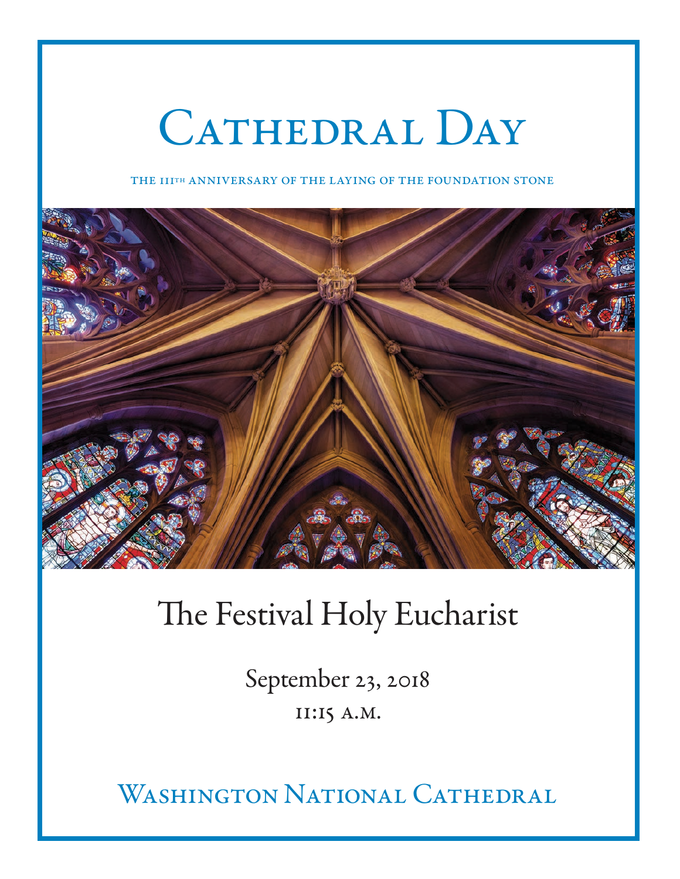# Cathedral Day

THE 111TH ANNIVERSARY OF THE LAYING OF THE FOUNDATION STONE

## The Festival Holy Eucharist

September 23, 2018

11:15 A.M.

Washington National Cathedral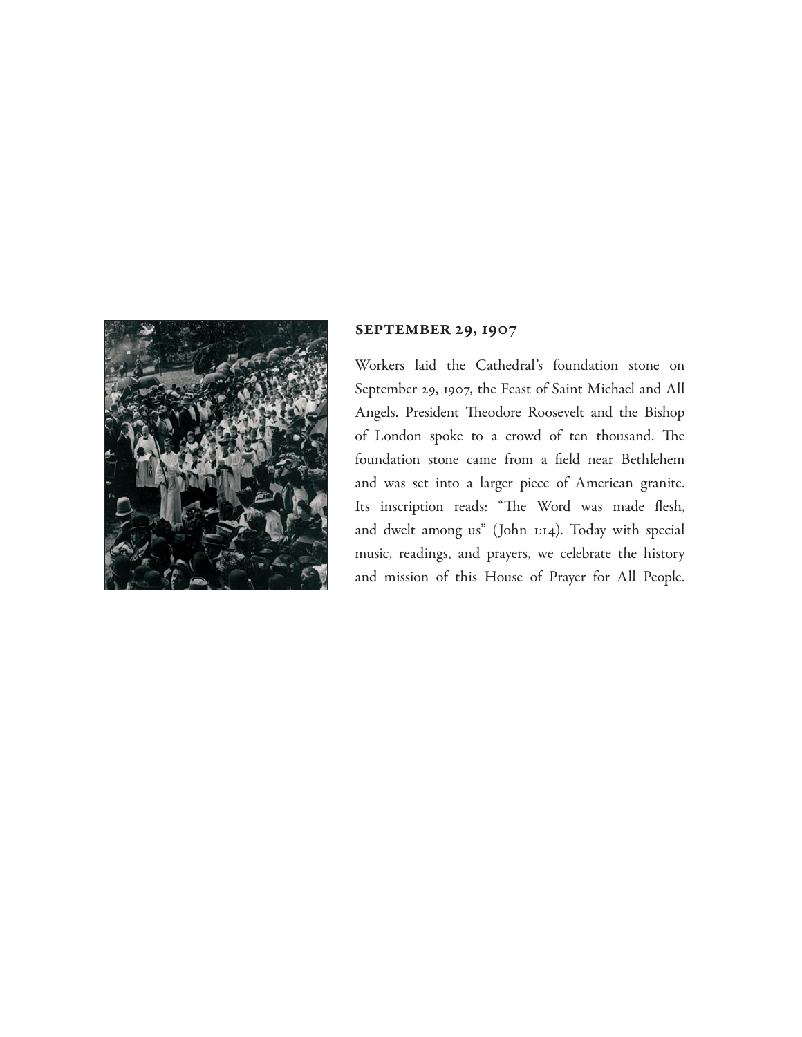## SEPTEMBER 29, 1907

Workers laid the Cathedral's foundation stone on September 29, 1907, the Feast of Saint Michael and All Angels. President Theodore Roosevelt and the Bishop of London spoke to a crowd of ten thousand. The foundation stone came from a field near Bethlehem and was set into a larger piece of American granite. Its inscription reads: "The Word was made flesh, and dwelt among us" (John 1:14). Today with special music, readings, and prayers, we celebrate the history and mission of this House of Prayer for All People.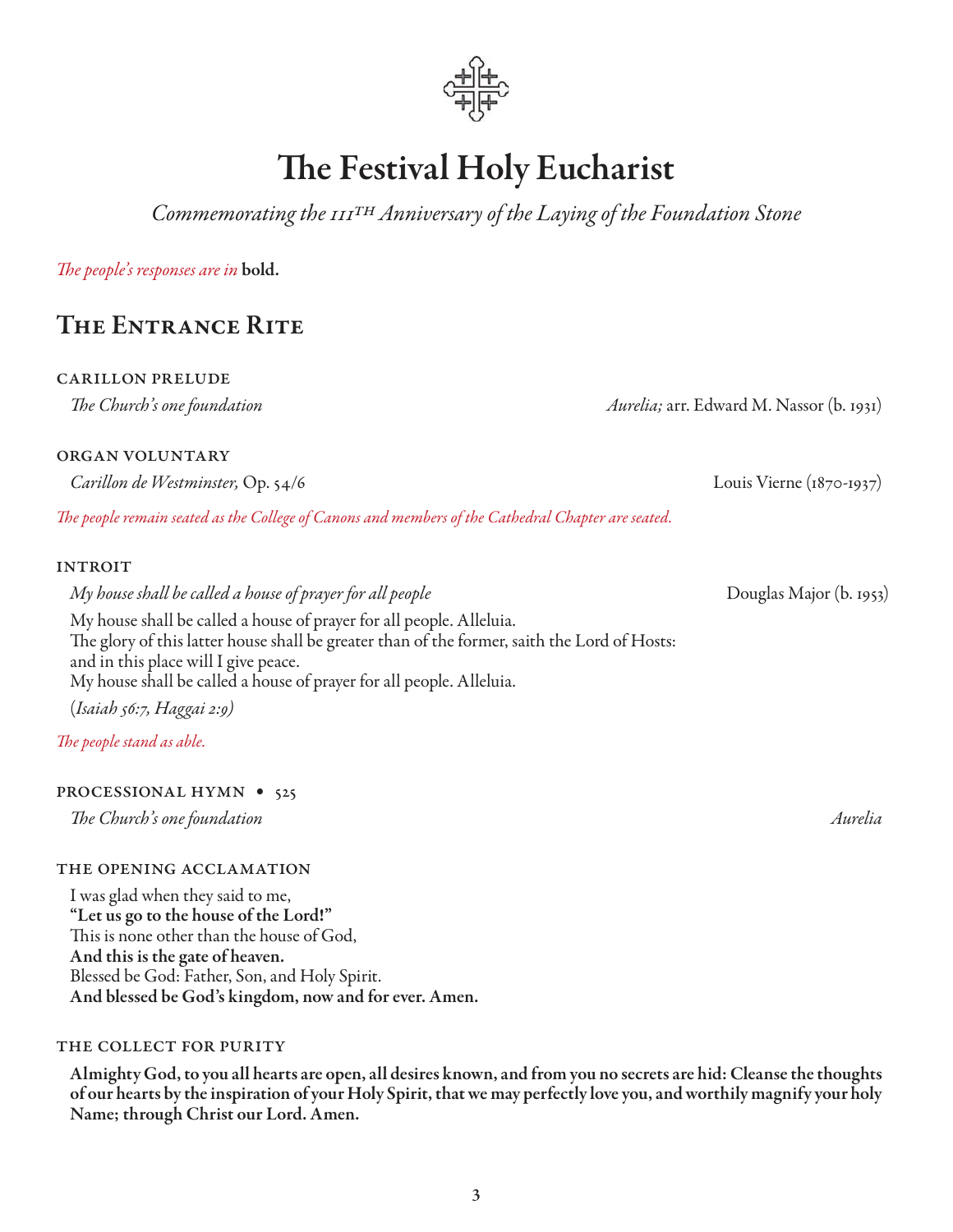# The Festival Holy Eucharist

*Commemorating the 111th Anniversary of the Laying of the Foundation Stone*

*The people's responses are in* **bold.**

## The Entrance Rite

### CARILLON PRELUDE

*The Church's one foundation* — *Aurelia;* arr. Edward M. Nassor (b. 1931)

### ORGAN VOLUNTARY

*Carillon de Westminster,* Op. 54/6 — Louis Vierne (1870-1937)

*The people remain seated as the College of Canons and members of the Cathedral Chapter are seated.*

### INTROIT

*My house shall be called a house of prayer for all people* — Douglas Major (b. 1953)

My house shall be called a house of prayer for all people. Alleluia.
The glory of this latter house shall be greater than of the former, saith the Lord of Hosts:
and in this place will I give peace.
My house shall be called a house of prayer for all people. Alleluia.

(*Isaiah 56:7, Haggai 2:9*)

*The people stand as able.*

### PROCESSIONAL HYMN • 525

*The Church's one foundation* — *Aurelia*

### THE OPENING ACCLAMATION

I was glad when they said to me,
**"Let us go to the house of the Lord!"**
This is none other than the house of God,
**And this is the gate of heaven.**
Blessed be God: Father, Son, and Holy Spirit.
**And blessed be God's kingdom, now and for ever. Amen.**

### THE COLLECT FOR PURITY

**Almighty God, to you all hearts are open, all desires known, and from you no secrets are hid: Cleanse the thoughts of our hearts by the inspiration of your Holy Spirit, that we may perfectly love you, and worthily magnify your holy Name; through Christ our Lord. Amen.**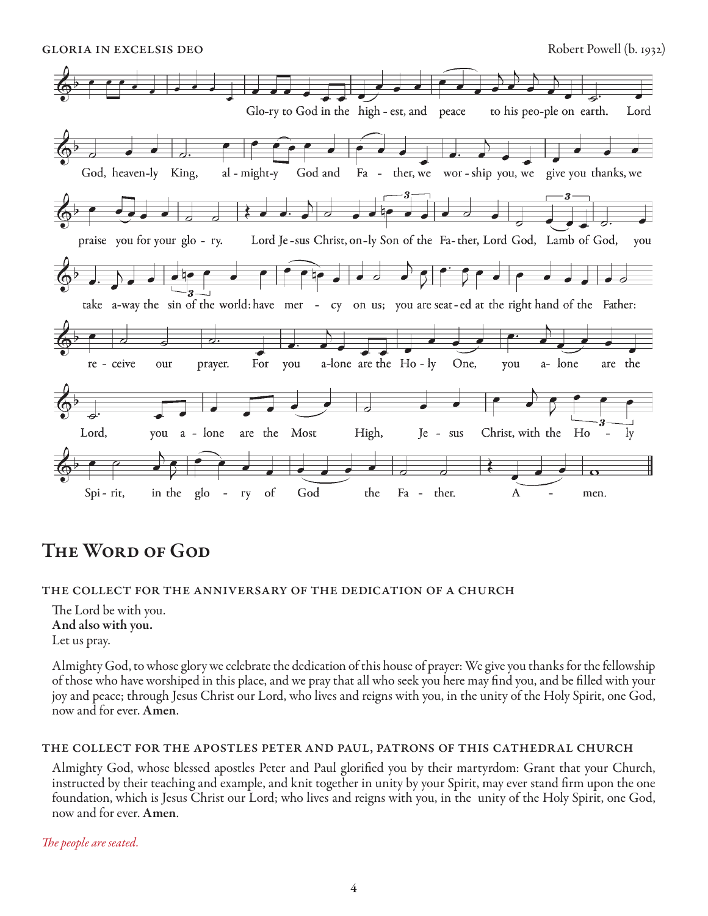GLORIA IN EXCELSIS DEO

Robert Powell (b. 1932)

Glo-ry to God in the high - est, and peace to his peo-ple on earth. Lord God, heaven-ly King, al - might-y God and Fa - ther, we wor - ship you, we give you thanks, we praise you for your glo - ry. Lord Je - sus Christ, on - ly Son of the Fa - ther, Lord God, Lamb of God, you take a-way the sin of the world: have mer - cy on us; you are seat - ed at the right hand of the Father: re - ceive our prayer. For you a-lone are the Ho - ly One, you a- lone are the Lord, you a - lone are the Most High, Je - sus Christ, with the Ho - ly Spi - rit, in the glo - ry of God the Fa - ther. A - men.

# The Word of God

## THE COLLECT FOR THE ANNIVERSARY OF THE DEDICATION OF A CHURCH

The Lord be with you.  
**And also with you.**  
Let us pray.

Almighty God, to whose glory we celebrate the dedication of this house of prayer: We give you thanks for the fellowship of those who have worshiped in this place, and we pray that all who seek you here may find you, and be filled with your joy and peace; through Jesus Christ our Lord, who lives and reigns with you, in the unity of the Holy Spirit, one God, now and for ever. **Amen**.

## THE COLLECT FOR THE APOSTLES PETER AND PAUL, PATRONS OF THIS CATHEDRAL CHURCH

Almighty God, whose blessed apostles Peter and Paul glorified you by their martyrdom: Grant that your Church, instructed by their teaching and example, and knit together in unity by your Spirit, may ever stand firm upon the one foundation, which is Jesus Christ our Lord; who lives and reigns with you, in the unity of the Holy Spirit, one God, now and for ever. **Amen**.

*The people are seated.*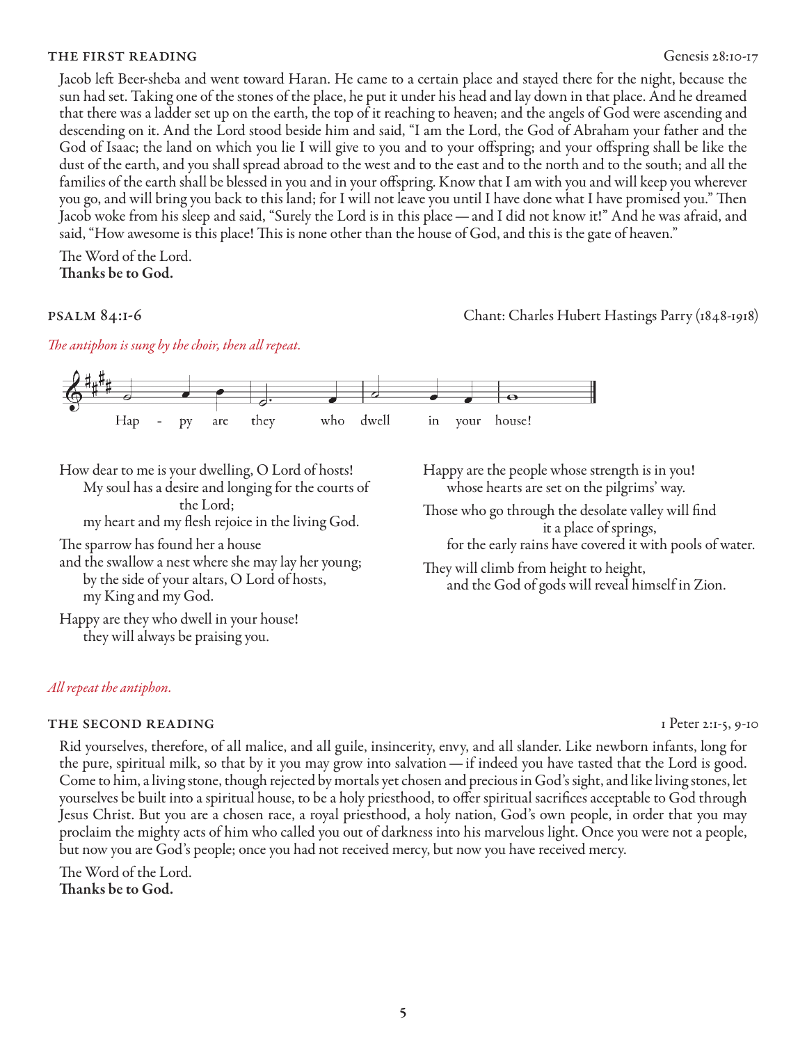## THE FIRST READING

Genesis 28:10-17

Jacob left Beer-sheba and went toward Haran. He came to a certain place and stayed there for the night, because the sun had set. Taking one of the stones of the place, he put it under his head and lay down in that place. And he dreamed that there was a ladder set up on the earth, the top of it reaching to heaven; and the angels of God were ascending and descending on it. And the Lord stood beside him and said, "I am the Lord, the God of Abraham your father and the God of Isaac; the land on which you lie I will give to you and to your offspring; and your offspring shall be like the dust of the earth, and you shall spread abroad to the west and to the east and to the north and to the south; and all the families of the earth shall be blessed in you and in your offspring. Know that I am with you and will keep you wherever you go, and will bring you back to this land; for I will not leave you until I have done what I have promised you." Then Jacob woke from his sleep and said, "Surely the Lord is in this place — and I did not know it!" And he was afraid, and said, "How awesome is this place! This is none other than the house of God, and this is the gate of heaven."

The Word of the Lord.
**Thanks be to God.**

## PSALM 84:1-6

Chant: Charles Hubert Hastings Parry (1848-1918)

*The antiphon is sung by the choir, then all repeat.*

Hap - py are they who dwell in your house!

How dear to me is your dwelling, O Lord of hosts!
My soul has a desire and longing for the courts of the Lord;
my heart and my flesh rejoice in the living God.

The sparrow has found her a house
and the swallow a nest where she may lay her young;
by the side of your altars, O Lord of hosts,
my King and my God.

Happy are they who dwell in your house!
they will always be praising you.

Happy are the people whose strength is in you!
whose hearts are set on the pilgrims' way.

Those who go through the desolate valley will find it a place of springs,
for the early rains have covered it with pools of water.

They will climb from height to height,
and the God of gods will reveal himself in Zion.

*All repeat the antiphon.*

## THE SECOND READING

1 Peter 2:1-5, 9-10

Rid yourselves, therefore, of all malice, and all guile, insincerity, envy, and all slander. Like newborn infants, long for the pure, spiritual milk, so that by it you may grow into salvation — if indeed you have tasted that the Lord is good. Come to him, a living stone, though rejected by mortals yet chosen and precious in God's sight, and like living stones, let yourselves be built into a spiritual house, to be a holy priesthood, to offer spiritual sacrifices acceptable to God through Jesus Christ. But you are a chosen race, a royal priesthood, a holy nation, God's own people, in order that you may proclaim the mighty acts of him who called you out of darkness into his marvelous light. Once you were not a people, but now you are God's people; once you had not received mercy, but now you have received mercy.

The Word of the Lord.
**Thanks be to God.**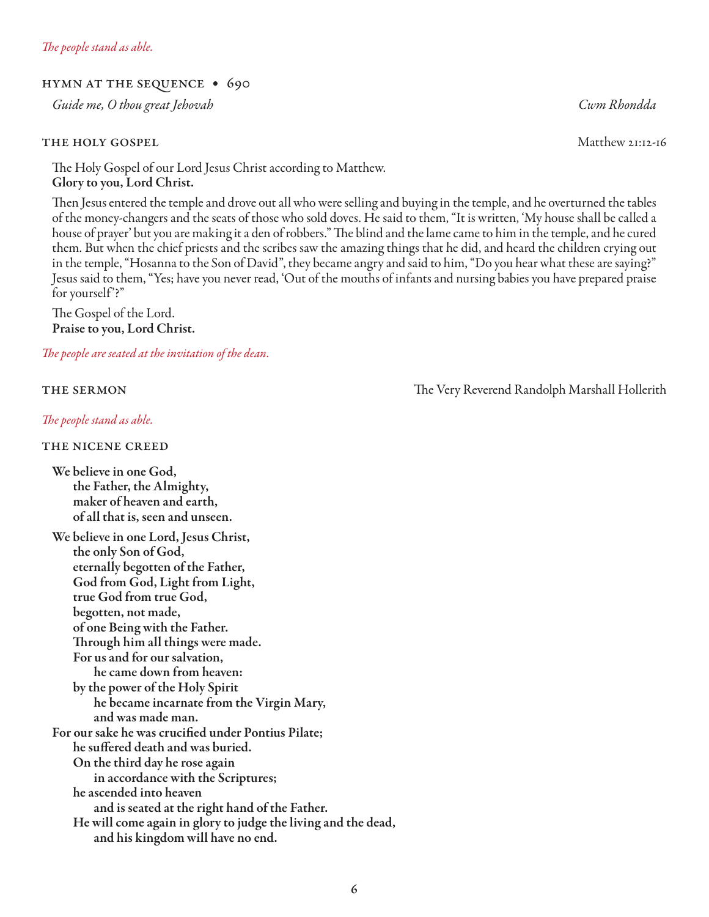*The people stand as able.*

## HYMN AT THE SEQUENCE • 690

*Guide me, O thou great Jehovah* — *Cwm Rhondda*

## THE HOLY GOSPEL — Matthew 21:12-16

The Holy Gospel of our Lord Jesus Christ according to Matthew.
**Glory to you, Lord Christ.**

Then Jesus entered the temple and drove out all who were selling and buying in the temple, and he overturned the tables of the money-changers and the seats of those who sold doves. He said to them, "It is written, 'My house shall be called a house of prayer' but you are making it a den of robbers." The blind and the lame came to him in the temple, and he cured them. But when the chief priests and the scribes saw the amazing things that he did, and heard the children crying out in the temple, "Hosanna to the Son of David", they became angry and said to him, "Do you hear what these are saying?" Jesus said to them, "Yes; have you never read, 'Out of the mouths of infants and nursing babies you have prepared praise for yourself'?"

The Gospel of the Lord.
**Praise to you, Lord Christ.**

*The people are seated at the invitation of the dean.*

## THE SERMON — The Very Reverend Randolph Marshall Hollerith

*The people stand as able.*

## THE NICENE CREED

**We believe in one God,**
**the Father, the Almighty,**
**maker of heaven and earth,**
**of all that is, seen and unseen.**

**We believe in one Lord, Jesus Christ,**
**the only Son of God,**
**eternally begotten of the Father,**
**God from God, Light from Light,**
**true God from true God,**
**begotten, not made,**
**of one Being with the Father.**
**Through him all things were made.**
**For us and for our salvation,**
**he came down from heaven:**
**by the power of the Holy Spirit**
**he became incarnate from the Virgin Mary,**
**and was made man.**
**For our sake he was crucified under Pontius Pilate;**
**he suffered death and was buried.**
**On the third day he rose again**
**in accordance with the Scriptures;**
**he ascended into heaven**
**and is seated at the right hand of the Father.**
**He will come again in glory to judge the living and the dead,**
**and his kingdom will have no end.**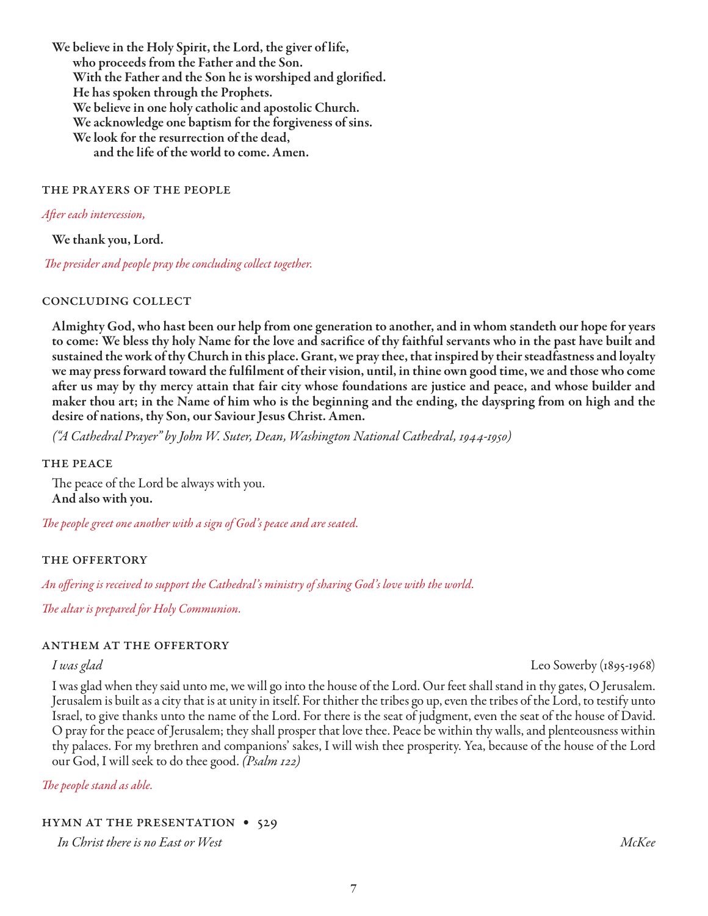**We believe in the Holy Spirit, the Lord, the giver of life,**
**who proceeds from the Father and the Son.**
**With the Father and the Son he is worshiped and glorified.**
**He has spoken through the Prophets.**
**We believe in one holy catholic and apostolic Church.**
**We acknowledge one baptism for the forgiveness of sins.**
**We look for the resurrection of the dead,**
**and the life of the world to come. Amen.**

## THE PRAYERS OF THE PEOPLE

*After each intercession,*

**We thank you, Lord.**

*The presider and people pray the concluding collect together.*

## CONCLUDING COLLECT

**Almighty God, who hast been our help from one generation to another, and in whom standeth our hope for years to come: We bless thy holy Name for the love and sacrifice of thy faithful servants who in the past have built and sustained the work of thy Church in this place. Grant, we pray thee, that inspired by their steadfastness and loyalty we may press forward toward the fulfilment of their vision, until, in thine own good time, we and those who come after us may by thy mercy attain that fair city whose foundations are justice and peace, and whose builder and maker thou art; in the Name of him who is the beginning and the ending, the dayspring from on high and the desire of nations, thy Son, our Saviour Jesus Christ. Amen.**

*("A Cathedral Prayer" by John W. Suter, Dean, Washington National Cathedral, 1944-1950)*

## THE PEACE

The peace of the Lord be always with you.
**And also with you.**

*The people greet one another with a sign of God's peace and are seated.*

## THE OFFERTORY

*An offering is received to support the Cathedral's ministry of sharing God's love with the world.*

*The altar is prepared for Holy Communion.*

## ANTHEM AT THE OFFERTORY

*I was glad* — Leo Sowerby (1895-1968)

I was glad when they said unto me, we will go into the house of the Lord. Our feet shall stand in thy gates, O Jerusalem. Jerusalem is built as a city that is at unity in itself. For thither the tribes go up, even the tribes of the Lord, to testify unto Israel, to give thanks unto the name of the Lord. For there is the seat of judgment, even the seat of the house of David. O pray for the peace of Jerusalem; they shall prosper that love thee. Peace be within thy walls, and plenteousness within thy palaces. For my brethren and companions' sakes, I will wish thee prosperity. Yea, because of the house of the Lord our God, I will seek to do thee good. *(Psalm 122)*

*The people stand as able.*

## HYMN AT THE PRESENTATION • 529

*In Christ there is no East or West* — *McKee*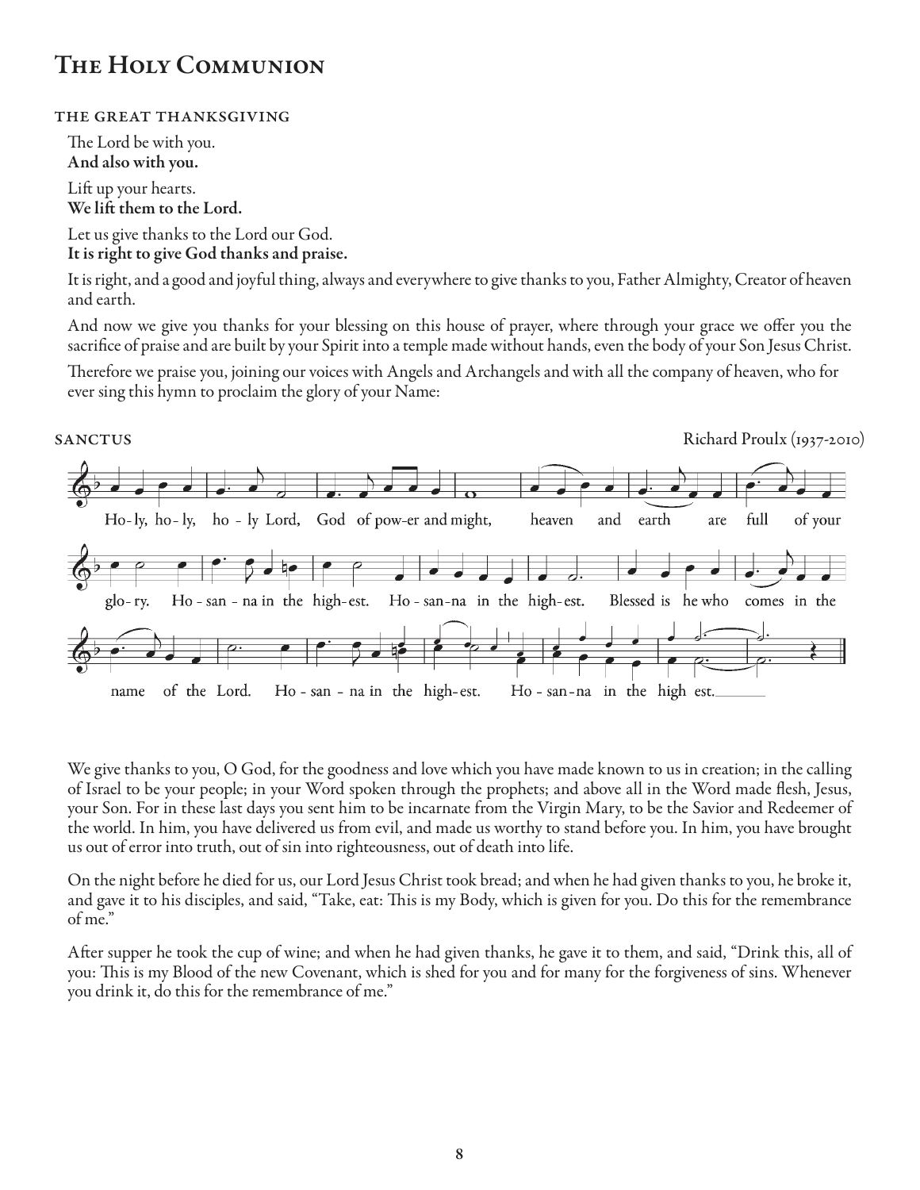# The Holy Communion

## the great thanksgiving

The Lord be with you.
**And also with you.**

Lift up your hearts.
**We lift them to the Lord.**

Let us give thanks to the Lord our God.
**It is right to give God thanks and praise.**

It is right, and a good and joyful thing, always and everywhere to give thanks to you, Father Almighty, Creator of heaven and earth.

And now we give you thanks for your blessing on this house of prayer, where through your grace we offer you the sacrifice of praise and are built by your Spirit into a temple made without hands, even the body of your Son Jesus Christ.

Therefore we praise you, joining our voices with Angels and Archangels and with all the company of heaven, who for ever sing this hymn to proclaim the glory of your Name:

## sanctus

Richard Proulx (1937-2010)

Ho-ly, ho-ly, ho-ly Lord, God of pow-er and might, heaven and earth are full of your glo-ry. Ho-san-na in the high-est. Ho-san-na in the high-est. Blessed is he who comes in the name of the Lord. Ho-san-na in the high-est. Ho-san-na in the high est.

We give thanks to you, O God, for the goodness and love which you have made known to us in creation; in the calling of Israel to be your people; in your Word spoken through the prophets; and above all in the Word made flesh, Jesus, your Son. For in these last days you sent him to be incarnate from the Virgin Mary, to be the Savior and Redeemer of the world. In him, you have delivered us from evil, and made us worthy to stand before you. In him, you have brought us out of error into truth, out of sin into righteousness, out of death into life.

On the night before he died for us, our Lord Jesus Christ took bread; and when he had given thanks to you, he broke it, and gave it to his disciples, and said, "Take, eat: This is my Body, which is given for you. Do this for the remembrance of me."

After supper he took the cup of wine; and when he had given thanks, he gave it to them, and said, "Drink this, all of you: This is my Blood of the new Covenant, which is shed for you and for many for the forgiveness of sins. Whenever you drink it, do this for the remembrance of me."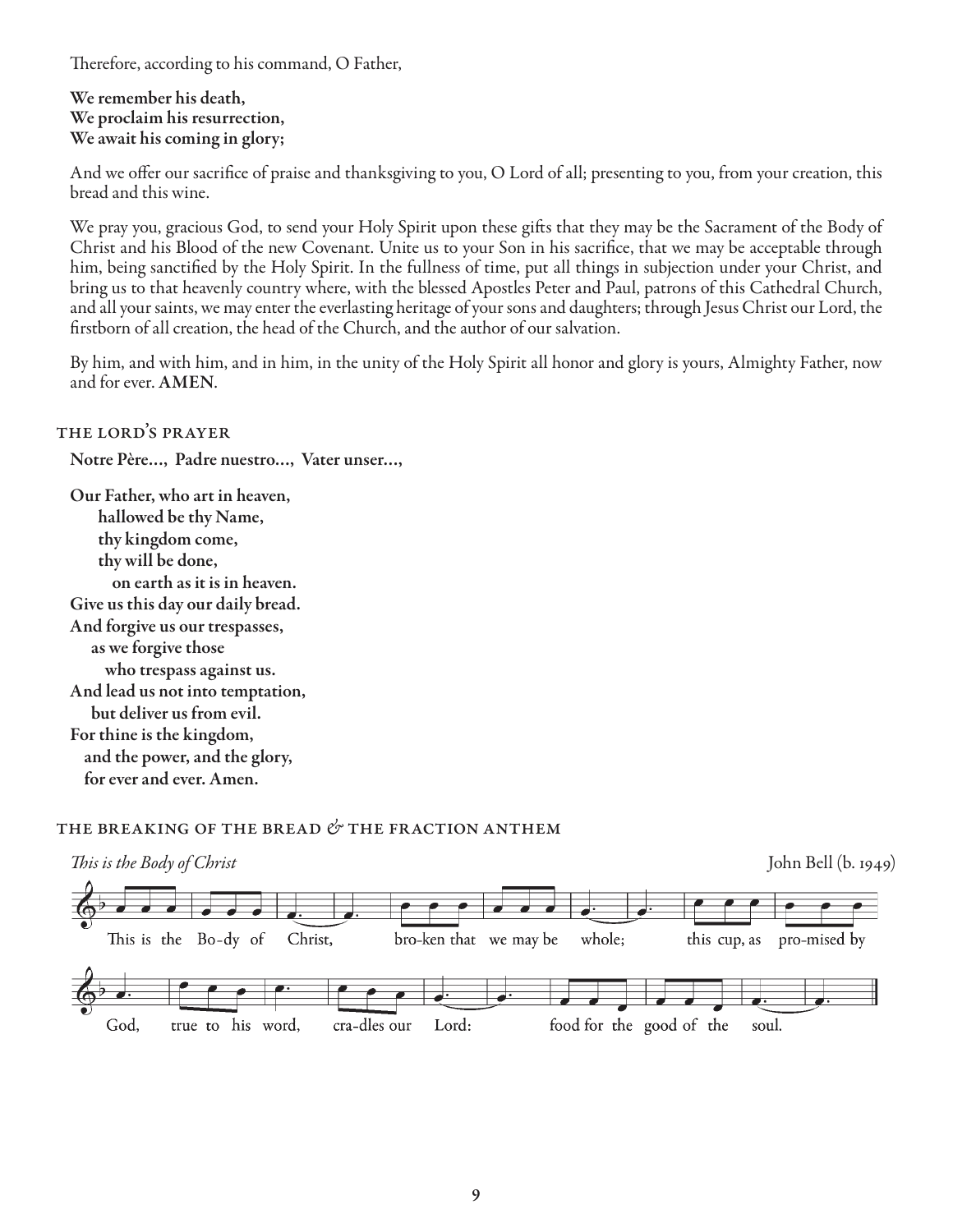Therefore, according to his command, O Father,

**We remember his death,**
**We proclaim his resurrection,**
**We await his coming in glory;**

And we offer our sacrifice of praise and thanksgiving to you, O Lord of all; presenting to you, from your creation, this bread and this wine.

We pray you, gracious God, to send your Holy Spirit upon these gifts that they may be the Sacrament of the Body of Christ and his Blood of the new Covenant. Unite us to your Son in his sacrifice, that we may be acceptable through him, being sanctified by the Holy Spirit. In the fullness of time, put all things in subjection under your Christ, and bring us to that heavenly country where, with the blessed Apostles Peter and Paul, patrons of this Cathedral Church, and all your saints, we may enter the everlasting heritage of your sons and daughters; through Jesus Christ our Lord, the firstborn of all creation, the head of the Church, and the author of our salvation.

By him, and with him, and in him, in the unity of the Holy Spirit all honor and glory is yours, Almighty Father, now and for ever. **AMEN**.

## THE LORD'S PRAYER

**Notre Père…, Padre nuestro…, Vater unser…,**

**Our Father, who art in heaven,**
**hallowed be thy Name,**
**thy kingdom come,**
**thy will be done,**
**on earth as it is in heaven.**
**Give us this day our daily bread.**
**And forgive us our trespasses,**
**as we forgive those**
**who trespass against us.**
**And lead us not into temptation,**
**but deliver us from evil.**
**For thine is the kingdom,**
**and the power, and the glory,**
**for ever and ever. Amen.**

## THE BREAKING OF THE BREAD & THE FRACTION ANTHEM

*This is the Body of Christ* John Bell (b. 1949)

This is the Body of Christ, broken that we may be whole; this cup, as promised by God, true to his word, cradles our Lord: food for the good of the soul.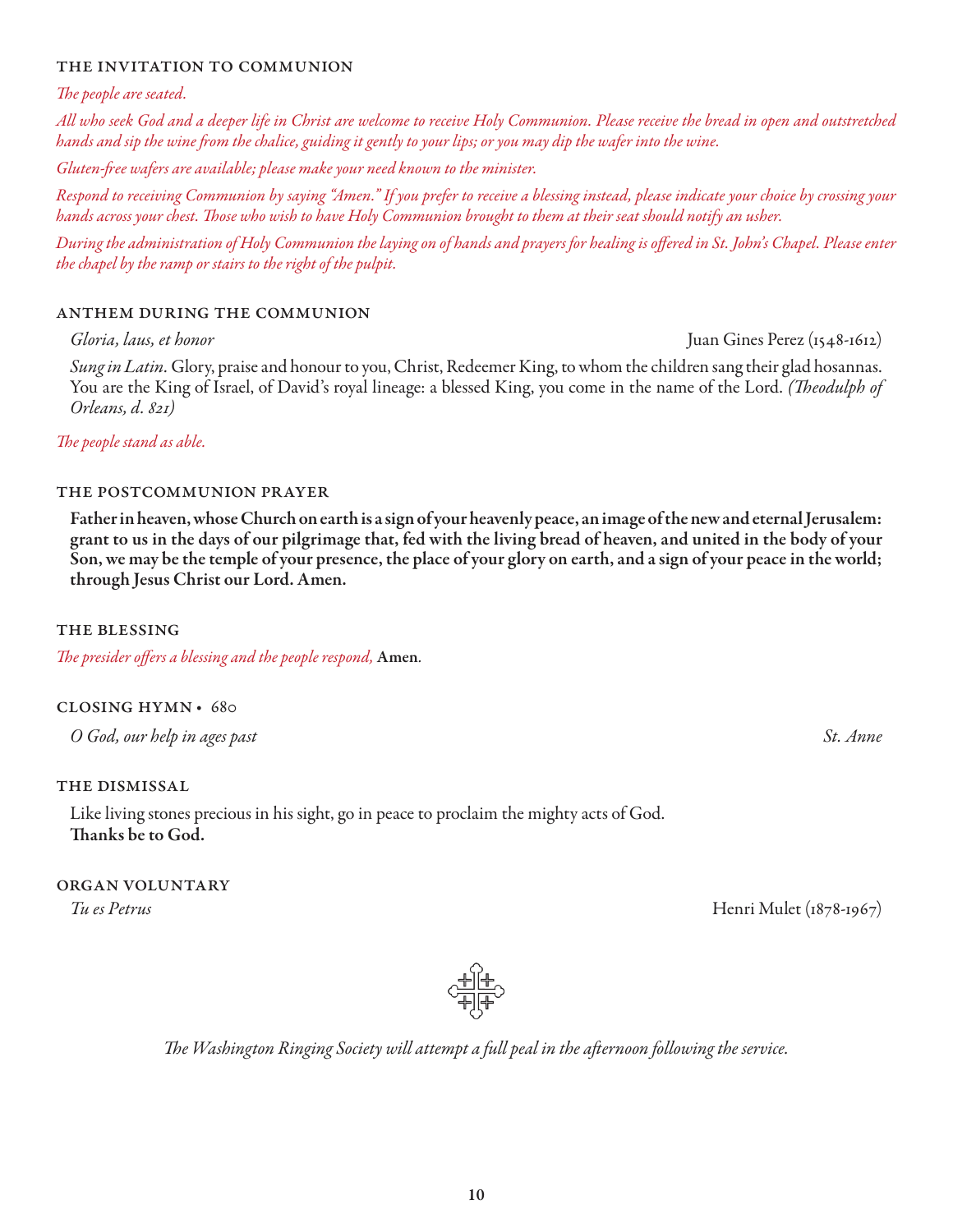## THE INVITATION TO COMMUNION

*The people are seated.*

*All who seek God and a deeper life in Christ are welcome to receive Holy Communion. Please receive the bread in open and outstretched hands and sip the wine from the chalice, guiding it gently to your lips; or you may dip the wafer into the wine.*

*Gluten-free wafers are available; please make your need known to the minister.*

*Respond to receiving Communion by saying "Amen." If you prefer to receive a blessing instead, please indicate your choice by crossing your hands across your chest. Those who wish to have Holy Communion brought to them at their seat should notify an usher.*

*During the administration of Holy Communion the laying on of hands and prayers for healing is offered in St. John's Chapel. Please enter the chapel by the ramp or stairs to the right of the pulpit.*

## ANTHEM DURING THE COMMUNION

*Gloria, laus, et honor* — Juan Gines Perez (1548-1612)

*Sung in Latin*. Glory, praise and honour to you, Christ, Redeemer King, to whom the children sang their glad hosannas. You are the King of Israel, of David's royal lineage: a blessed King, you come in the name of the Lord. *(Theodulph of Orleans, d. 821)*

*The people stand as able.*

## THE POSTCOMMUNION PRAYER

**Father in heaven, whose Church on earth is a sign of your heavenly peace, an image of the new and eternal Jerusalem: grant to us in the days of our pilgrimage that, fed with the living bread of heaven, and united in the body of your Son, we may be the temple of your presence, the place of your glory on earth, and a sign of your peace in the world; through Jesus Christ our Lord. Amen.**

## THE BLESSING

*The presider offers a blessing and the people respond,* **Amen**.

## CLOSING HYMN • 680

*O God, our help in ages past* — *St. Anne*

## THE DISMISSAL

Like living stones precious in his sight, go in peace to proclaim the mighty acts of God.
**Thanks be to God.**

## ORGAN VOLUNTARY

*Tu es Petrus* — Henri Mulet (1878-1967)

*The Washington Ringing Society will attempt a full peal in the afternoon following the service.*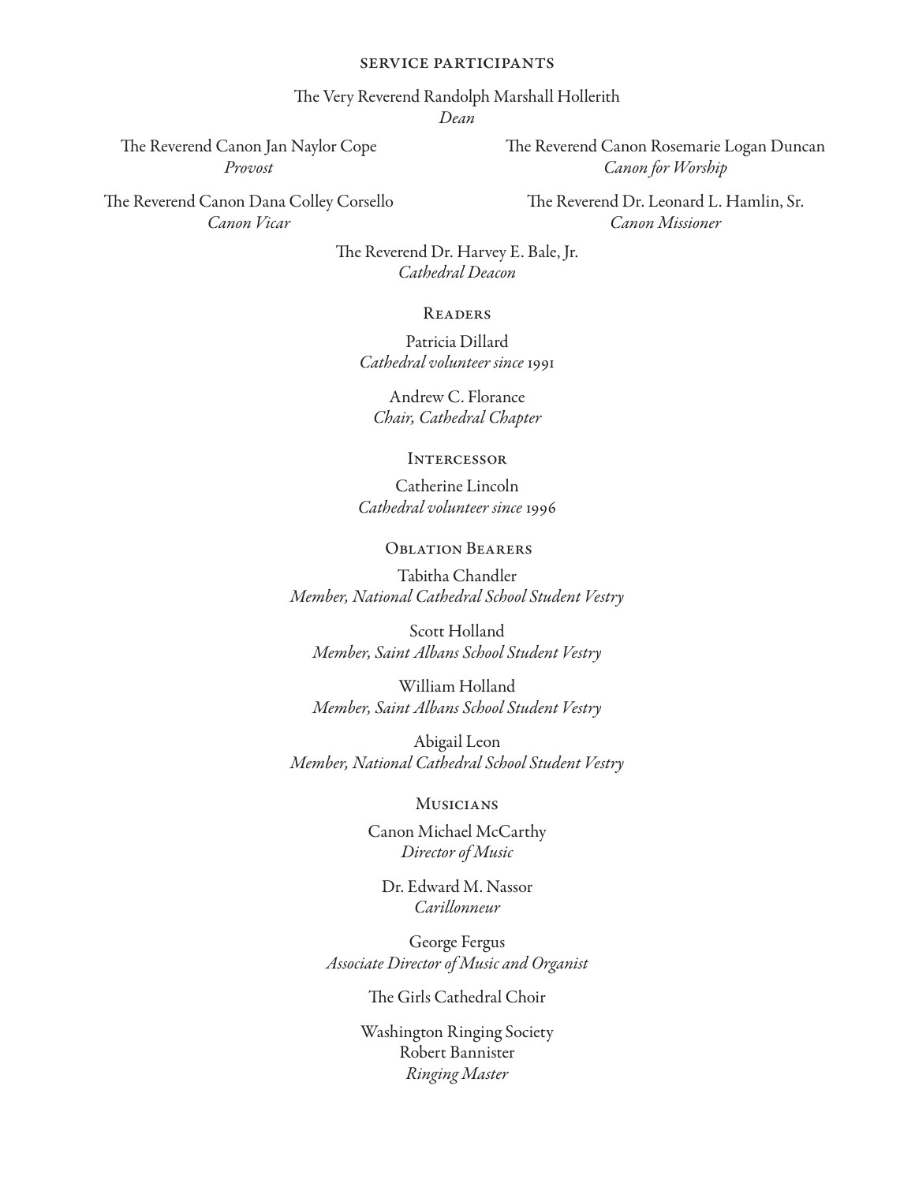## SERVICE PARTICIPANTS

The Very Reverend Randolph Marshall Hollerith
*Dean*

The Reverend Canon Jan Naylor Cope
*Provost*

The Reverend Canon Rosemarie Logan Duncan
*Canon for Worship*

The Reverend Canon Dana Colley Corsello
*Canon Vicar*

The Reverend Dr. Leonard L. Hamlin, Sr.
*Canon Missioner*

The Reverend Dr. Harvey E. Bale, Jr.
*Cathedral Deacon*

### Readers

Patricia Dillard
*Cathedral volunteer since* 1991

Andrew C. Florance
*Chair, Cathedral Chapter*

### Intercessor

Catherine Lincoln
*Cathedral volunteer since* 1996

### Oblation Bearers

Tabitha Chandler
*Member, National Cathedral School Student Vestry*

Scott Holland
*Member, Saint Albans School Student Vestry*

William Holland
*Member, Saint Albans School Student Vestry*

Abigail Leon
*Member, National Cathedral School Student Vestry*

### Musicians

Canon Michael McCarthy
*Director of Music*

Dr. Edward M. Nassor
*Carillonneur*

George Fergus
*Associate Director of Music and Organist*

The Girls Cathedral Choir

Washington Ringing Society
Robert Bannister
*Ringing Master*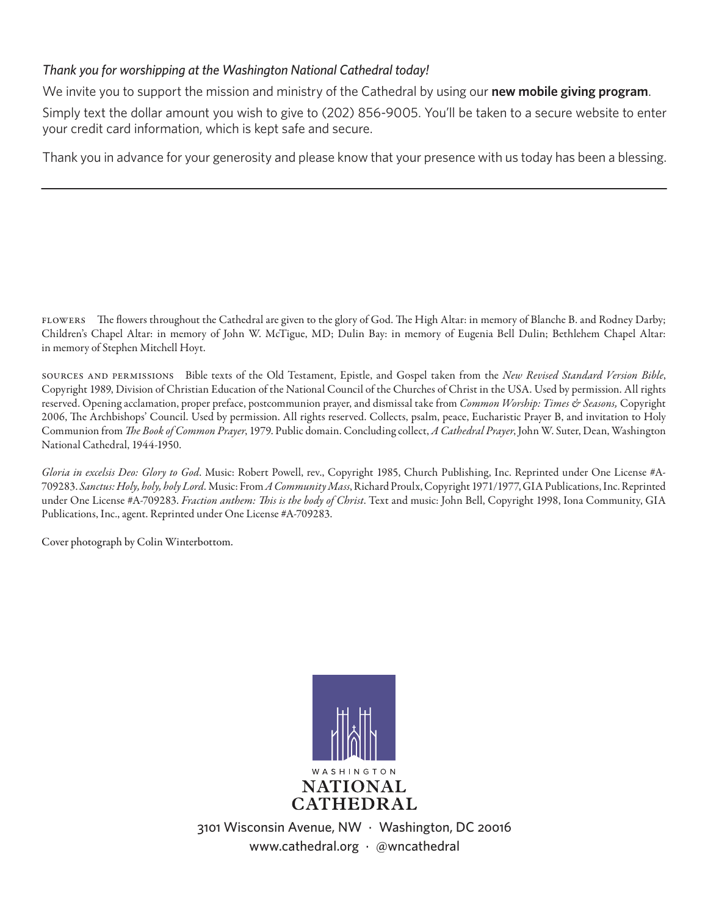*Thank you for worshipping at the Washington National Cathedral today!*

We invite you to support the mission and ministry of the Cathedral by using our **new mobile giving program**.

Simply text the dollar amount you wish to give to (202) 856-9005. You'll be taken to a secure website to enter your credit card information, which is kept safe and secure.

Thank you in advance for your generosity and please know that your presence with us today has been a blessing.

---

FLOWERS The flowers throughout the Cathedral are given to the glory of God. The High Altar: in memory of Blanche B. and Rodney Darby; Children's Chapel Altar: in memory of John W. McTigue, MD; Dulin Bay: in memory of Eugenia Bell Dulin; Bethlehem Chapel Altar: in memory of Stephen Mitchell Hoyt.

SOURCES AND PERMISSIONS Bible texts of the Old Testament, Epistle, and Gospel taken from the *New Revised Standard Version Bible*, Copyright 1989, Division of Christian Education of the National Council of the Churches of Christ in the USA. Used by permission. All rights reserved. Opening acclamation, proper preface, postcommunion prayer, and dismissal take from *Common Worship: Times & Seasons,* Copyright 2006, The Archbishops' Council. Used by permission. All rights reserved. Collects, psalm, peace, Eucharistic Prayer B, and invitation to Holy Communion from *The Book of Common Prayer*, 1979. Public domain. Concluding collect, *A Cathedral Prayer*, John W. Suter, Dean, Washington National Cathedral, 1944-1950.

*Gloria in excelsis Deo: Glory to God*. Music: Robert Powell, rev., Copyright 1985, Church Publishing, Inc. Reprinted under One License #A-709283. *Sanctus: Holy, holy, holy Lord*. Music: From *A Community Mass*, Richard Proulx, Copyright 1971/1977, GIA Publications, Inc. Reprinted under One License #A-709283. *Fraction anthem: This is the body of Christ*. Text and music: John Bell, Copyright 1998, Iona Community, GIA Publications, Inc., agent. Reprinted under One License #A-709283.

Cover photograph by Colin Winterbottom.

WASHINGTON
NATIONAL
CATHEDRAL

3101 Wisconsin Avenue, NW · Washington, DC 20016
www.cathedral.org · @wncathedral